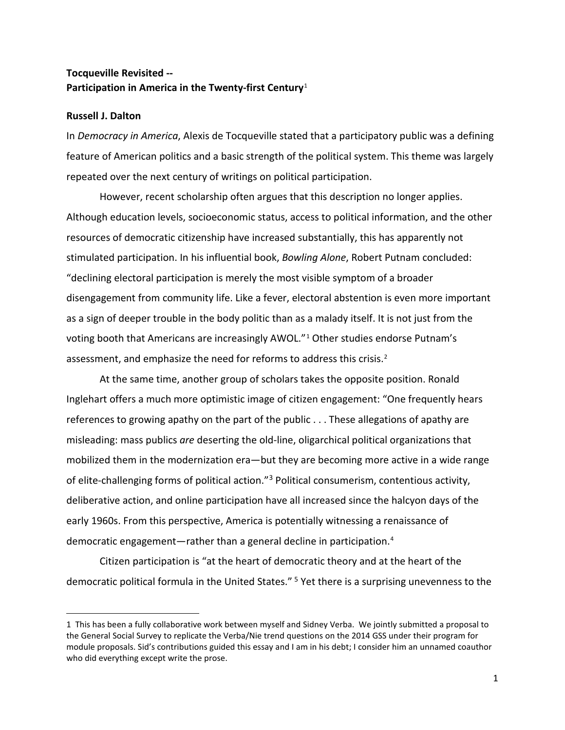**Tocqueville Revisited --**
**Participation in America in the Twenty-first Century**[1]

**Russell J. Dalton**

In *Democracy in America*, Alexis de Tocqueville stated that a participatory public was a defining feature of American politics and a basic strength of the political system. This theme was largely repeated over the next century of writings on political participation.

However, recent scholarship often argues that this description no longer applies. Although education levels, socioeconomic status, access to political information, and the other resources of democratic citizenship have increased substantially, this has apparently not stimulated participation. In his influential book, *Bowling Alone*, Robert Putnam concluded: "declining electoral participation is merely the most visible symptom of a broader disengagement from community life. Like a fever, electoral abstention is even more important as a sign of deeper trouble in the body politic than as a malady itself. It is not just from the voting booth that Americans are increasingly AWOL."[1] Other studies endorse Putnam's assessment, and emphasize the need for reforms to address this crisis.[2]

At the same time, another group of scholars takes the opposite position. Ronald Inglehart offers a much more optimistic image of citizen engagement: "One frequently hears references to growing apathy on the part of the public . . . These allegations of apathy are misleading: mass publics *are* deserting the old-line, oligarchical political organizations that mobilized them in the modernization era—but they are becoming more active in a wide range of elite-challenging forms of political action."[3] Political consumerism, contentious activity, deliberative action, and online participation have all increased since the halcyon days of the early 1960s. From this perspective, America is potentially witnessing a renaissance of democratic engagement—rather than a general decline in participation.[4]

Citizen participation is "at the heart of democratic theory and at the heart of the democratic political formula in the United States." [5] Yet there is a surprising unevenness to the

---

1 This has been a fully collaborative work between myself and Sidney Verba. We jointly submitted a proposal to the General Social Survey to replicate the Verba/Nie trend questions on the 2014 GSS under their program for module proposals. Sid's contributions guided this essay and I am in his debt; I consider him an unnamed coauthor who did everything except write the prose.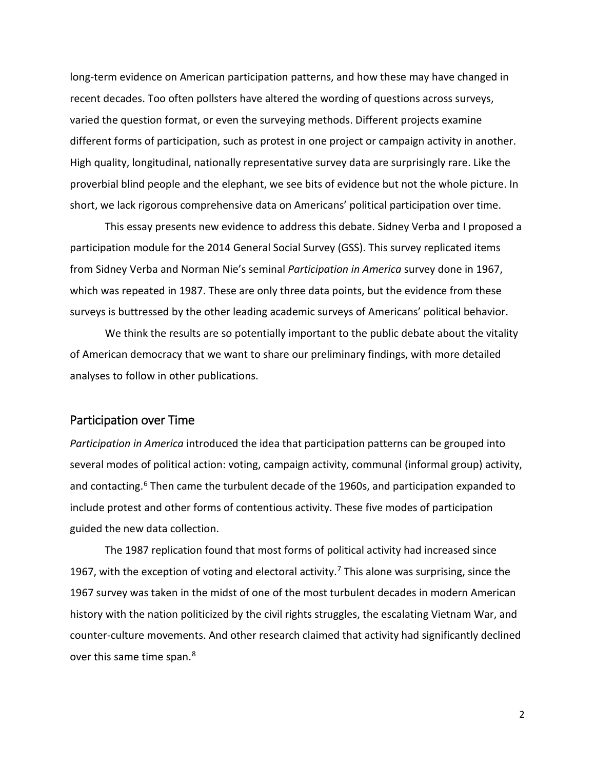long-term evidence on American participation patterns, and how these may have changed in recent decades. Too often pollsters have altered the wording of questions across surveys, varied the question format, or even the surveying methods. Different projects examine different forms of participation, such as protest in one project or campaign activity in another. High quality, longitudinal, nationally representative survey data are surprisingly rare. Like the proverbial blind people and the elephant, we see bits of evidence but not the whole picture. In short, we lack rigorous comprehensive data on Americans' political participation over time.

This essay presents new evidence to address this debate. Sidney Verba and I proposed a participation module for the 2014 General Social Survey (GSS). This survey replicated items from Sidney Verba and Norman Nie's seminal *Participation in America* survey done in 1967, which was repeated in 1987. These are only three data points, but the evidence from these surveys is buttressed by the other leading academic surveys of Americans' political behavior.

We think the results are so potentially important to the public debate about the vitality of American democracy that we want to share our preliminary findings, with more detailed analyses to follow in other publications.

## Participation over Time

*Participation in America* introduced the idea that participation patterns can be grouped into several modes of political action: voting, campaign activity, communal (informal group) activity, and contacting.[6] Then came the turbulent decade of the 1960s, and participation expanded to include protest and other forms of contentious activity. These five modes of participation guided the new data collection.

The 1987 replication found that most forms of political activity had increased since 1967, with the exception of voting and electoral activity.[7] This alone was surprising, since the 1967 survey was taken in the midst of one of the most turbulent decades in modern American history with the nation politicized by the civil rights struggles, the escalating Vietnam War, and counter-culture movements. And other research claimed that activity had significantly declined over this same time span.[8]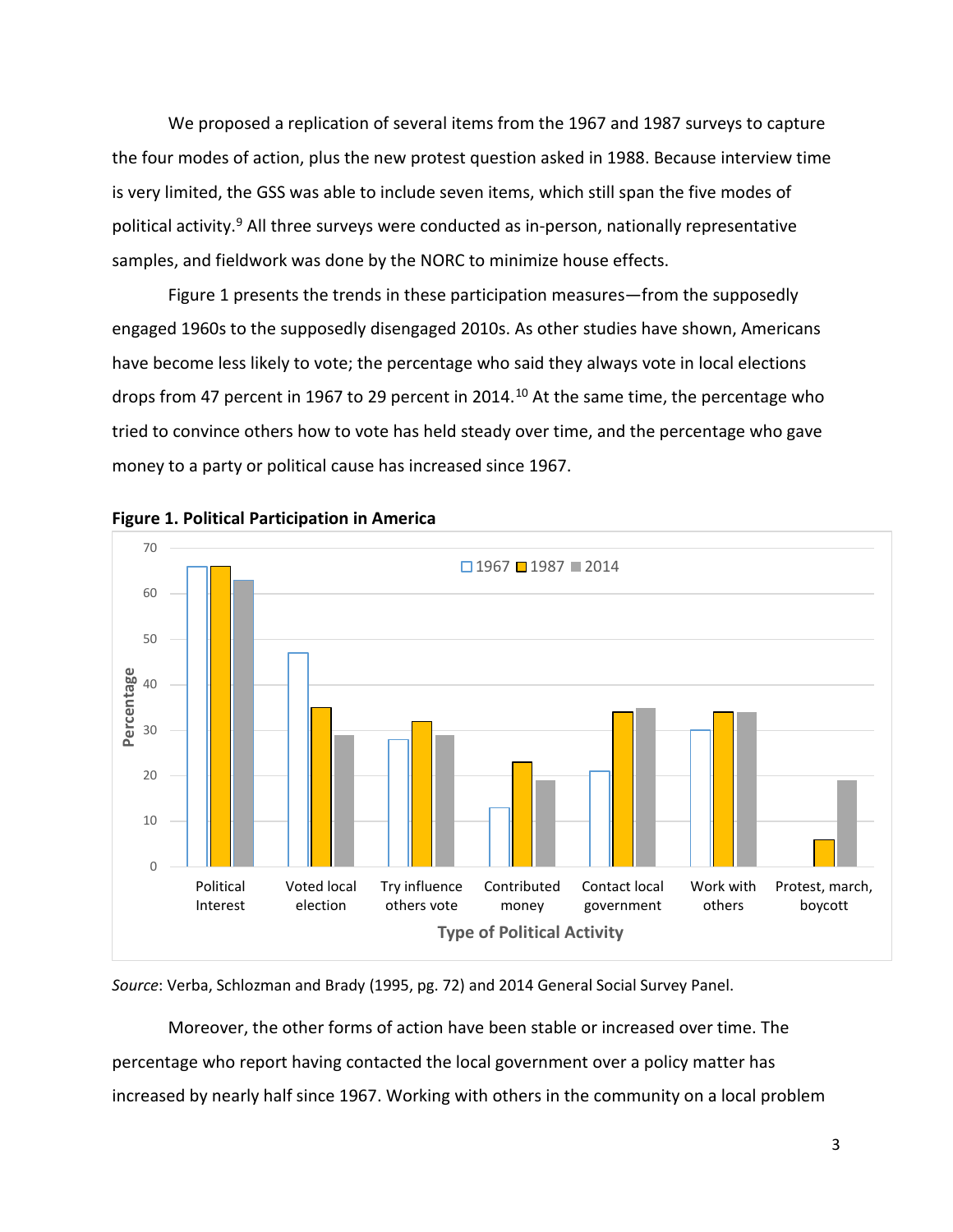We proposed a replication of several items from the 1967 and 1987 surveys to capture the four modes of action, plus the new protest question asked in 1988. Because interview time is very limited, the GSS was able to include seven items, which still span the five modes of political activity.[9] All three surveys were conducted as in-person, nationally representative samples, and fieldwork was done by the NORC to minimize house effects.

Figure 1 presents the trends in these participation measures—from the supposedly engaged 1960s to the supposedly disengaged 2010s. As other studies have shown, Americans have become less likely to vote; the percentage who said they always vote in local elections drops from 47 percent in 1967 to 29 percent in 2014.[10] At the same time, the percentage who tried to convince others how to vote has held steady over time, and the percentage who gave money to a party or political cause has increased since 1967.

**Figure 1. Political Participation in America**

*Source*: Verba, Schlozman and Brady (1995, pg. 72) and 2014 General Social Survey Panel.

Moreover, the other forms of action have been stable or increased over time. The percentage who report having contacted the local government over a policy matter has increased by nearly half since 1967. Working with others in the community on a local problem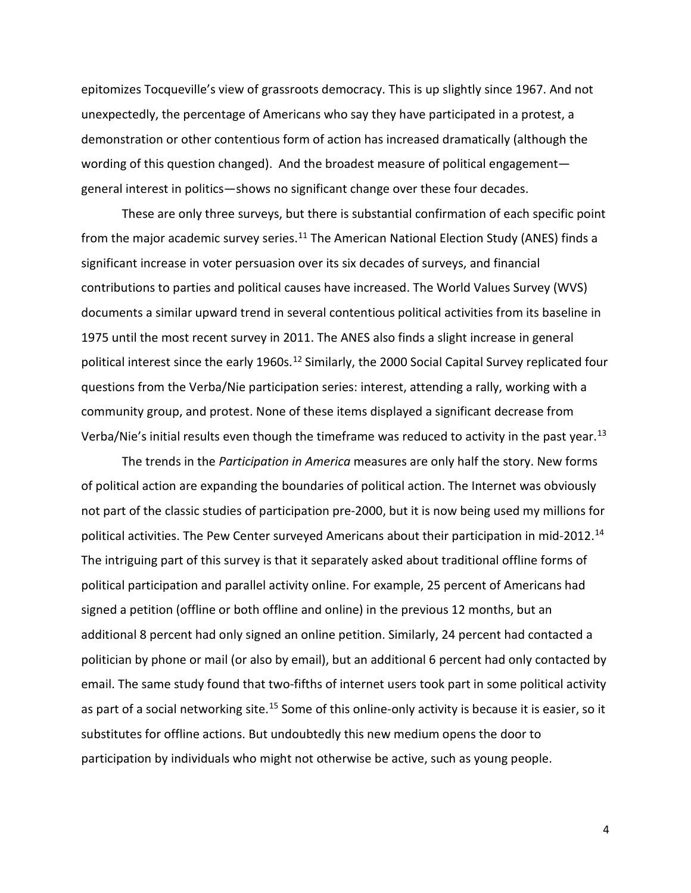epitomizes Tocqueville's view of grassroots democracy. This is up slightly since 1967. And not unexpectedly, the percentage of Americans who say they have participated in a protest, a demonstration or other contentious form of action has increased dramatically (although the wording of this question changed). And the broadest measure of political engagement—general interest in politics—shows no significant change over these four decades.

These are only three surveys, but there is substantial confirmation of each specific point from the major academic survey series.[11] The American National Election Study (ANES) finds a significant increase in voter persuasion over its six decades of surveys, and financial contributions to parties and political causes have increased. The World Values Survey (WVS) documents a similar upward trend in several contentious political activities from its baseline in 1975 until the most recent survey in 2011. The ANES also finds a slight increase in general political interest since the early 1960s.[12] Similarly, the 2000 Social Capital Survey replicated four questions from the Verba/Nie participation series: interest, attending a rally, working with a community group, and protest. None of these items displayed a significant decrease from Verba/Nie's initial results even though the timeframe was reduced to activity in the past year.[13]

The trends in the *Participation in America* measures are only half the story. New forms of political action are expanding the boundaries of political action. The Internet was obviously not part of the classic studies of participation pre-2000, but it is now being used my millions for political activities. The Pew Center surveyed Americans about their participation in mid-2012.[14] The intriguing part of this survey is that it separately asked about traditional offline forms of political participation and parallel activity online. For example, 25 percent of Americans had signed a petition (offline or both offline and online) in the previous 12 months, but an additional 8 percent had only signed an online petition. Similarly, 24 percent had contacted a politician by phone or mail (or also by email), but an additional 6 percent had only contacted by email. The same study found that two-fifths of internet users took part in some political activity as part of a social networking site.[15] Some of this online-only activity is because it is easier, so it substitutes for offline actions. But undoubtedly this new medium opens the door to participation by individuals who might not otherwise be active, such as young people.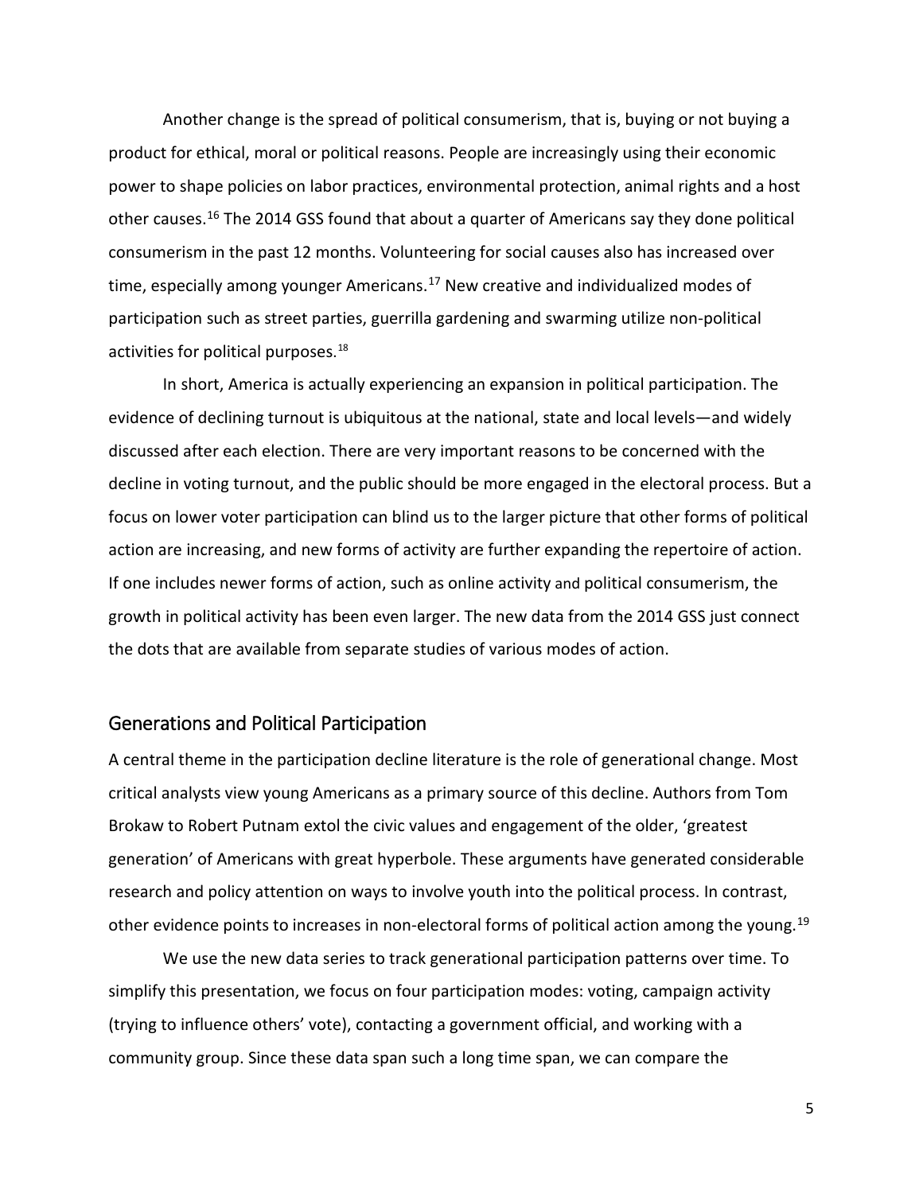Another change is the spread of political consumerism, that is, buying or not buying a product for ethical, moral or political reasons. People are increasingly using their economic power to shape policies on labor practices, environmental protection, animal rights and a host other causes.[16] The 2014 GSS found that about a quarter of Americans say they done political consumerism in the past 12 months. Volunteering for social causes also has increased over time, especially among younger Americans.[17] New creative and individualized modes of participation such as street parties, guerrilla gardening and swarming utilize non-political activities for political purposes.[18]

In short, America is actually experiencing an expansion in political participation. The evidence of declining turnout is ubiquitous at the national, state and local levels—and widely discussed after each election. There are very important reasons to be concerned with the decline in voting turnout, and the public should be more engaged in the electoral process. But a focus on lower voter participation can blind us to the larger picture that other forms of political action are increasing, and new forms of activity are further expanding the repertoire of action. If one includes newer forms of action, such as online activity and political consumerism, the growth in political activity has been even larger. The new data from the 2014 GSS just connect the dots that are available from separate studies of various modes of action.

## Generations and Political Participation

A central theme in the participation decline literature is the role of generational change. Most critical analysts view young Americans as a primary source of this decline. Authors from Tom Brokaw to Robert Putnam extol the civic values and engagement of the older, 'greatest generation' of Americans with great hyperbole. These arguments have generated considerable research and policy attention on ways to involve youth into the political process. In contrast, other evidence points to increases in non-electoral forms of political action among the young.[19]

We use the new data series to track generational participation patterns over time. To simplify this presentation, we focus on four participation modes: voting, campaign activity (trying to influence others' vote), contacting a government official, and working with a community group. Since these data span such a long time span, we can compare the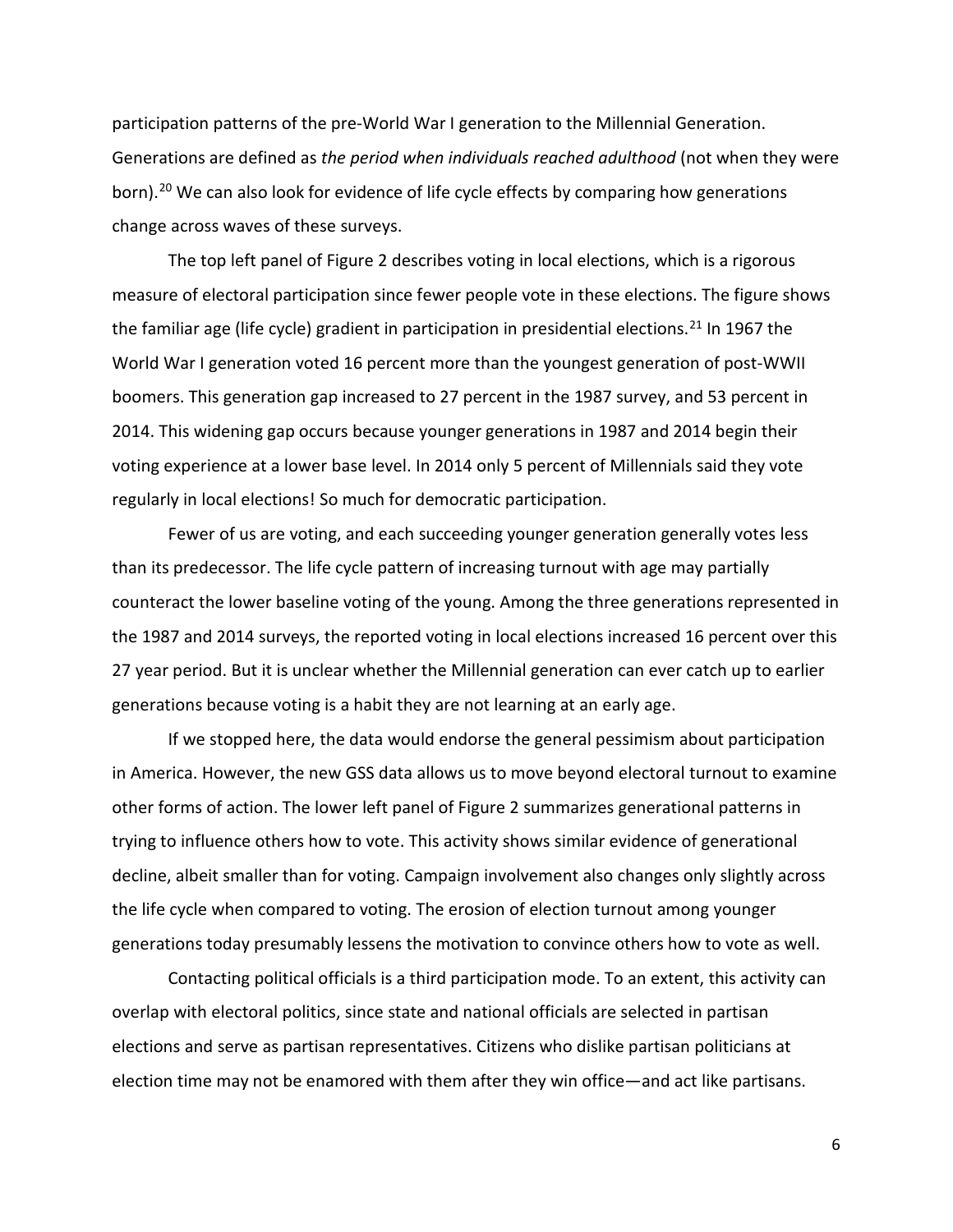participation patterns of the pre-World War I generation to the Millennial Generation. Generations are defined as *the period when individuals reached adulthood* (not when they were born).[20] We can also look for evidence of life cycle effects by comparing how generations change across waves of these surveys.

The top left panel of Figure 2 describes voting in local elections, which is a rigorous measure of electoral participation since fewer people vote in these elections. The figure shows the familiar age (life cycle) gradient in participation in presidential elections.[21] In 1967 the World War I generation voted 16 percent more than the youngest generation of post-WWII boomers. This generation gap increased to 27 percent in the 1987 survey, and 53 percent in 2014. This widening gap occurs because younger generations in 1987 and 2014 begin their voting experience at a lower base level. In 2014 only 5 percent of Millennials said they vote regularly in local elections! So much for democratic participation.

Fewer of us are voting, and each succeeding younger generation generally votes less than its predecessor. The life cycle pattern of increasing turnout with age may partially counteract the lower baseline voting of the young. Among the three generations represented in the 1987 and 2014 surveys, the reported voting in local elections increased 16 percent over this 27 year period. But it is unclear whether the Millennial generation can ever catch up to earlier generations because voting is a habit they are not learning at an early age.

If we stopped here, the data would endorse the general pessimism about participation in America. However, the new GSS data allows us to move beyond electoral turnout to examine other forms of action. The lower left panel of Figure 2 summarizes generational patterns in trying to influence others how to vote. This activity shows similar evidence of generational decline, albeit smaller than for voting. Campaign involvement also changes only slightly across the life cycle when compared to voting. The erosion of election turnout among younger generations today presumably lessens the motivation to convince others how to vote as well.

Contacting political officials is a third participation mode. To an extent, this activity can overlap with electoral politics, since state and national officials are selected in partisan elections and serve as partisan representatives. Citizens who dislike partisan politicians at election time may not be enamored with them after they win office—and act like partisans.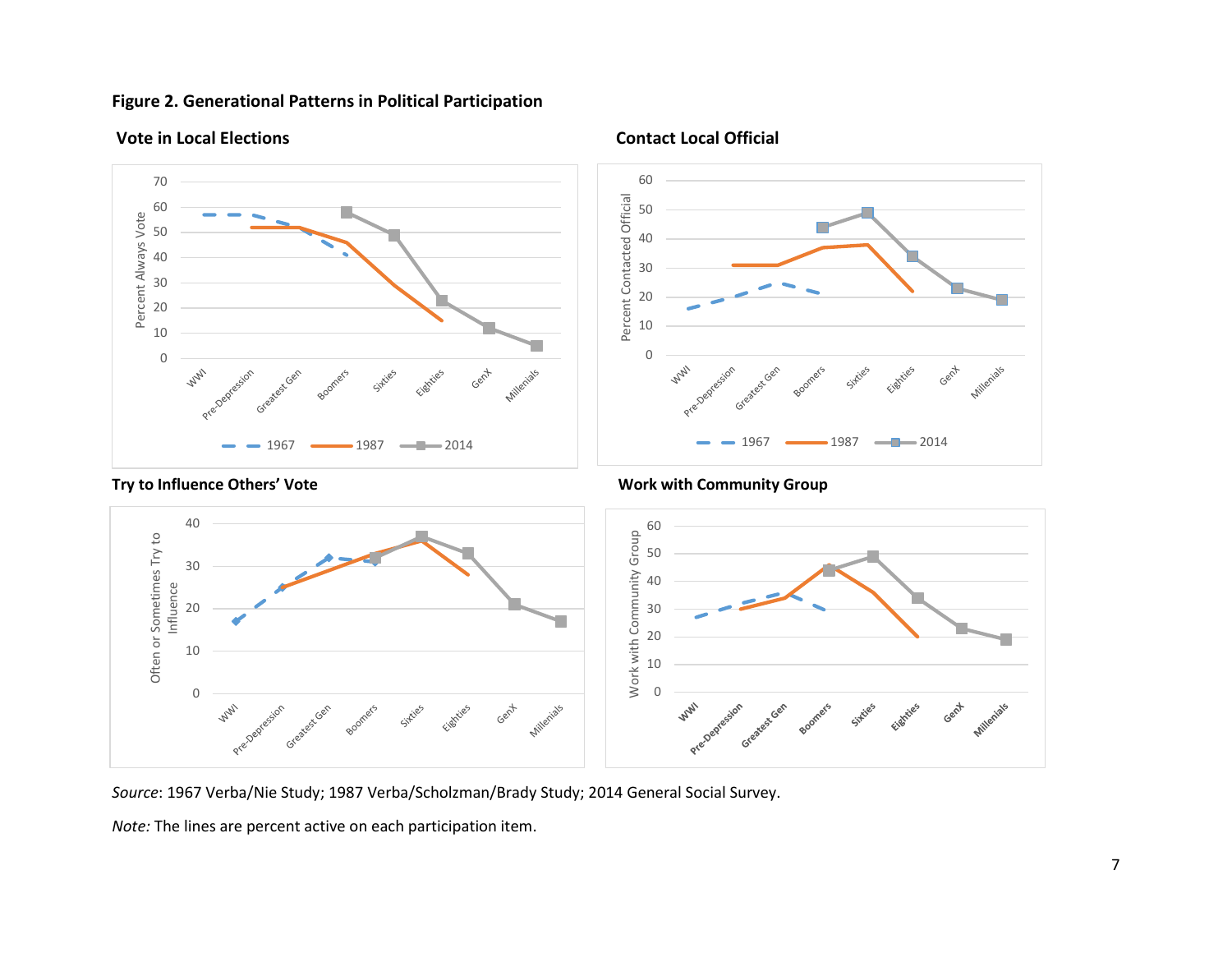**Figure 2. Generational Patterns in Political Participation**

**Vote in Local Elections**

**Contact Local Official**

**Try to Influence Others' Vote**

**Work with Community Group**

*Source*: 1967 Verba/Nie Study; 1987 Verba/Scholzman/Brady Study; 2014 General Social Survey.

*Note:* The lines are percent active on each participation item.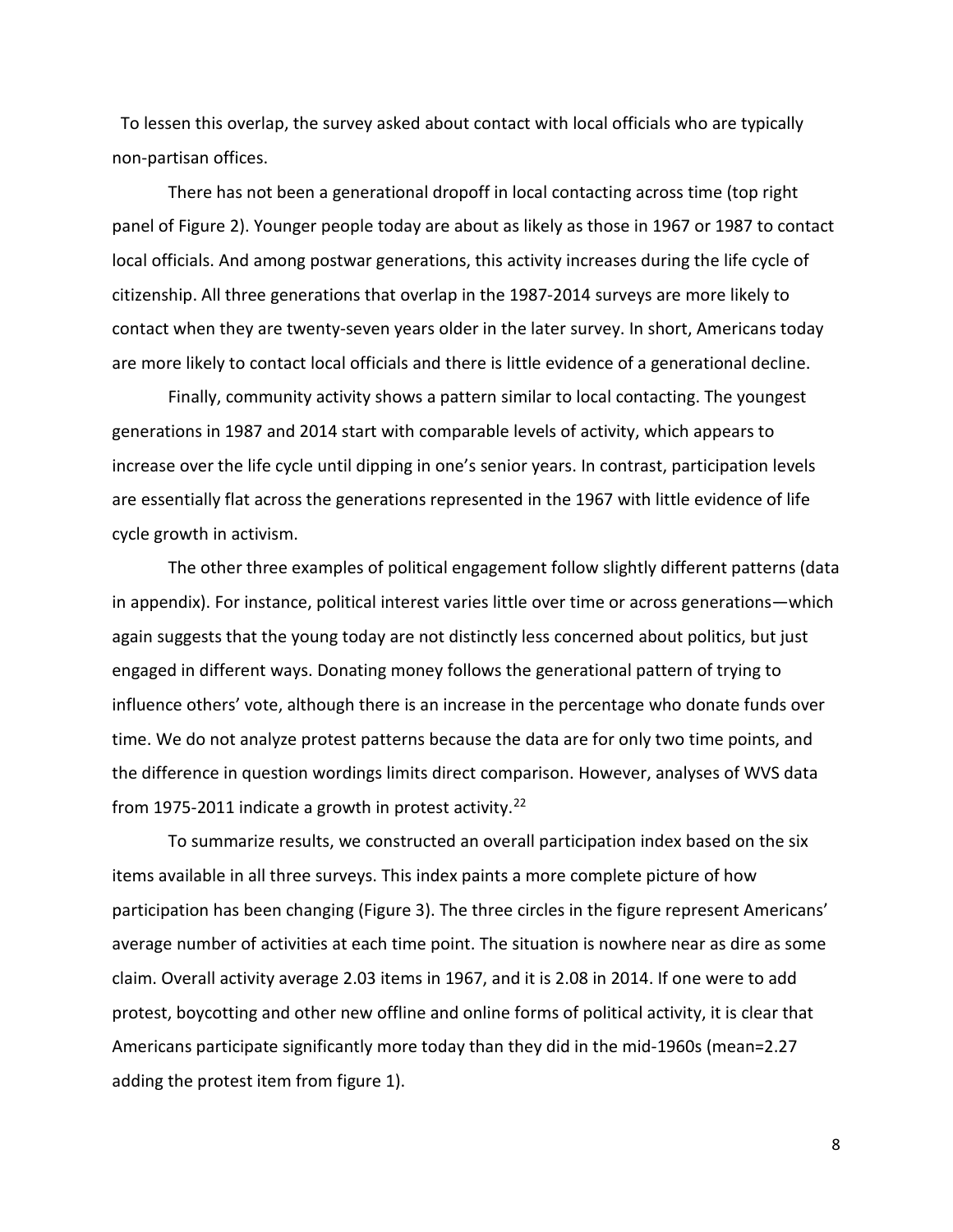To lessen this overlap, the survey asked about contact with local officials who are typically non-partisan offices.

There has not been a generational dropoff in local contacting across time (top right panel of Figure 2). Younger people today are about as likely as those in 1967 or 1987 to contact local officials. And among postwar generations, this activity increases during the life cycle of citizenship. All three generations that overlap in the 1987-2014 surveys are more likely to contact when they are twenty-seven years older in the later survey. In short, Americans today are more likely to contact local officials and there is little evidence of a generational decline.

Finally, community activity shows a pattern similar to local contacting. The youngest generations in 1987 and 2014 start with comparable levels of activity, which appears to increase over the life cycle until dipping in one's senior years. In contrast, participation levels are essentially flat across the generations represented in the 1967 with little evidence of life cycle growth in activism.

The other three examples of political engagement follow slightly different patterns (data in appendix). For instance, political interest varies little over time or across generations—which again suggests that the young today are not distinctly less concerned about politics, but just engaged in different ways. Donating money follows the generational pattern of trying to influence others' vote, although there is an increase in the percentage who donate funds over time. We do not analyze protest patterns because the data are for only two time points, and the difference in question wordings limits direct comparison. However, analyses of WVS data from 1975-2011 indicate a growth in protest activity.[22]

To summarize results, we constructed an overall participation index based on the six items available in all three surveys. This index paints a more complete picture of how participation has been changing (Figure 3). The three circles in the figure represent Americans' average number of activities at each time point. The situation is nowhere near as dire as some claim. Overall activity average 2.03 items in 1967, and it is 2.08 in 2014. If one were to add protest, boycotting and other new offline and online forms of political activity, it is clear that Americans participate significantly more today than they did in the mid-1960s (mean=2.27 adding the protest item from figure 1).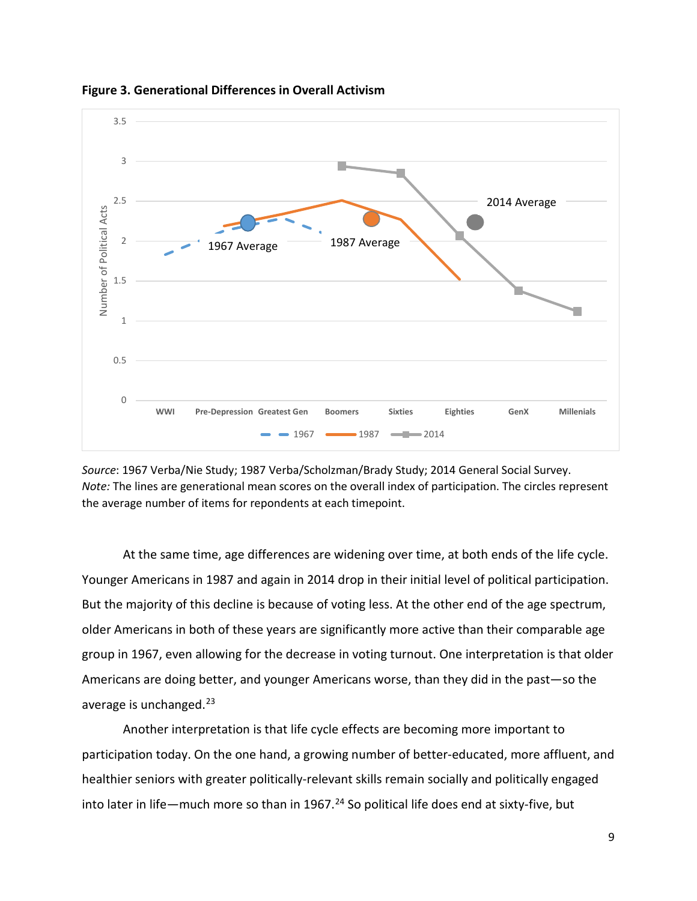**Figure 3. Generational Differences in Overall Activism**

*Source*: 1967 Verba/Nie Study; 1987 Verba/Scholzman/Brady Study; 2014 General Social Survey.
*Note:* The lines are generational mean scores on the overall index of participation. The circles represent the average number of items for repondents at each timepoint.

At the same time, age differences are widening over time, at both ends of the life cycle. Younger Americans in 1987 and again in 2014 drop in their initial level of political participation. But the majority of this decline is because of voting less. At the other end of the age spectrum, older Americans in both of these years are significantly more active than their comparable age group in 1967, even allowing for the decrease in voting turnout. One interpretation is that older Americans are doing better, and younger Americans worse, than they did in the past—so the average is unchanged.[23]

Another interpretation is that life cycle effects are becoming more important to participation today. On the one hand, a growing number of better-educated, more affluent, and healthier seniors with greater politically-relevant skills remain socially and politically engaged into later in life—much more so than in 1967.[24] So political life does end at sixty-five, but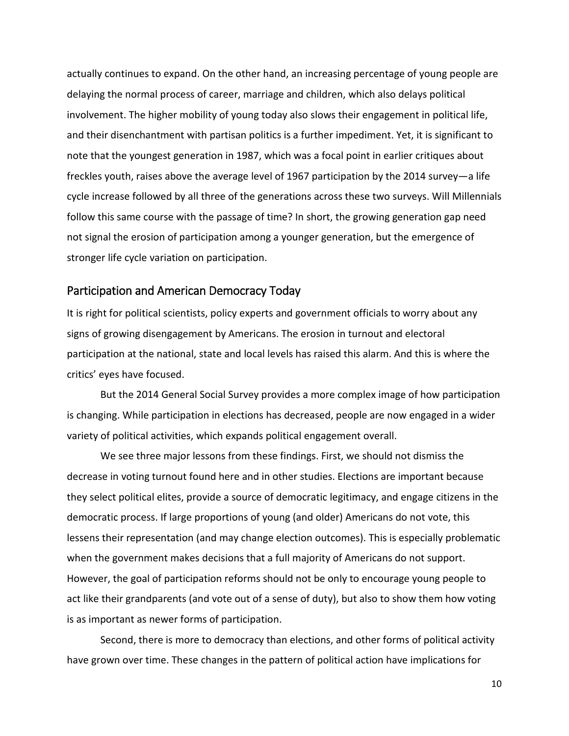actually continues to expand. On the other hand, an increasing percentage of young people are delaying the normal process of career, marriage and children, which also delays political involvement. The higher mobility of young today also slows their engagement in political life, and their disenchantment with partisan politics is a further impediment. Yet, it is significant to note that the youngest generation in 1987, which was a focal point in earlier critiques about freckles youth, raises above the average level of 1967 participation by the 2014 survey—a life cycle increase followed by all three of the generations across these two surveys. Will Millennials follow this same course with the passage of time? In short, the growing generation gap need not signal the erosion of participation among a younger generation, but the emergence of stronger life cycle variation on participation.

## Participation and American Democracy Today

It is right for political scientists, policy experts and government officials to worry about any signs of growing disengagement by Americans. The erosion in turnout and electoral participation at the national, state and local levels has raised this alarm. And this is where the critics' eyes have focused.

But the 2014 General Social Survey provides a more complex image of how participation is changing. While participation in elections has decreased, people are now engaged in a wider variety of political activities, which expands political engagement overall.

We see three major lessons from these findings. First, we should not dismiss the decrease in voting turnout found here and in other studies. Elections are important because they select political elites, provide a source of democratic legitimacy, and engage citizens in the democratic process. If large proportions of young (and older) Americans do not vote, this lessens their representation (and may change election outcomes). This is especially problematic when the government makes decisions that a full majority of Americans do not support. However, the goal of participation reforms should not be only to encourage young people to act like their grandparents (and vote out of a sense of duty), but also to show them how voting is as important as newer forms of participation.

Second, there is more to democracy than elections, and other forms of political activity have grown over time. These changes in the pattern of political action have implications for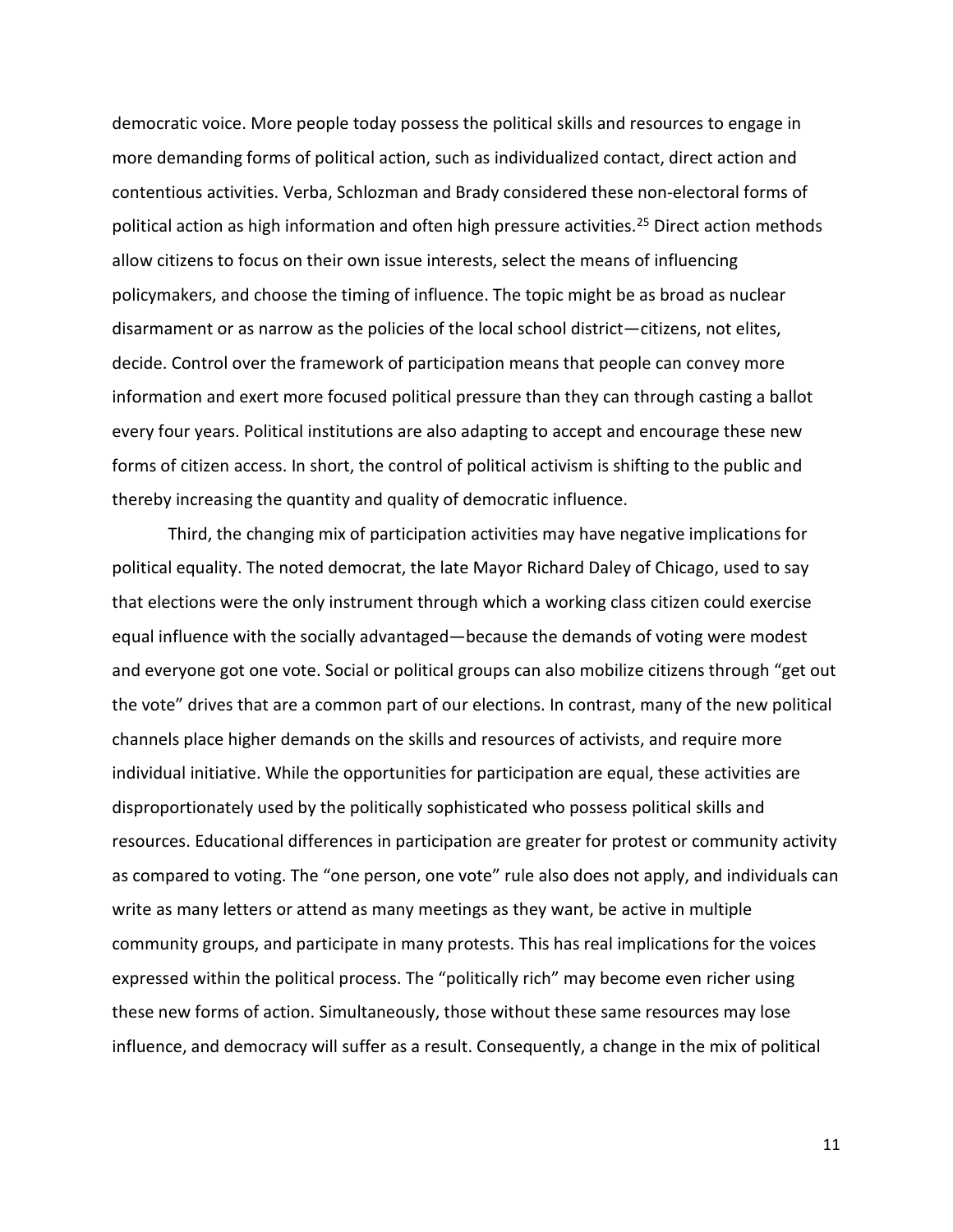democratic voice. More people today possess the political skills and resources to engage in more demanding forms of political action, such as individualized contact, direct action and contentious activities. Verba, Schlozman and Brady considered these non-electoral forms of political action as high information and often high pressure activities.[25] Direct action methods allow citizens to focus on their own issue interests, select the means of influencing policymakers, and choose the timing of influence. The topic might be as broad as nuclear disarmament or as narrow as the policies of the local school district—citizens, not elites, decide. Control over the framework of participation means that people can convey more information and exert more focused political pressure than they can through casting a ballot every four years. Political institutions are also adapting to accept and encourage these new forms of citizen access. In short, the control of political activism is shifting to the public and thereby increasing the quantity and quality of democratic influence.

Third, the changing mix of participation activities may have negative implications for political equality. The noted democrat, the late Mayor Richard Daley of Chicago, used to say that elections were the only instrument through which a working class citizen could exercise equal influence with the socially advantaged—because the demands of voting were modest and everyone got one vote. Social or political groups can also mobilize citizens through "get out the vote" drives that are a common part of our elections. In contrast, many of the new political channels place higher demands on the skills and resources of activists, and require more individual initiative. While the opportunities for participation are equal, these activities are disproportionately used by the politically sophisticated who possess political skills and resources. Educational differences in participation are greater for protest or community activity as compared to voting. The "one person, one vote" rule also does not apply, and individuals can write as many letters or attend as many meetings as they want, be active in multiple community groups, and participate in many protests. This has real implications for the voices expressed within the political process. The "politically rich" may become even richer using these new forms of action. Simultaneously, those without these same resources may lose influence, and democracy will suffer as a result. Consequently, a change in the mix of political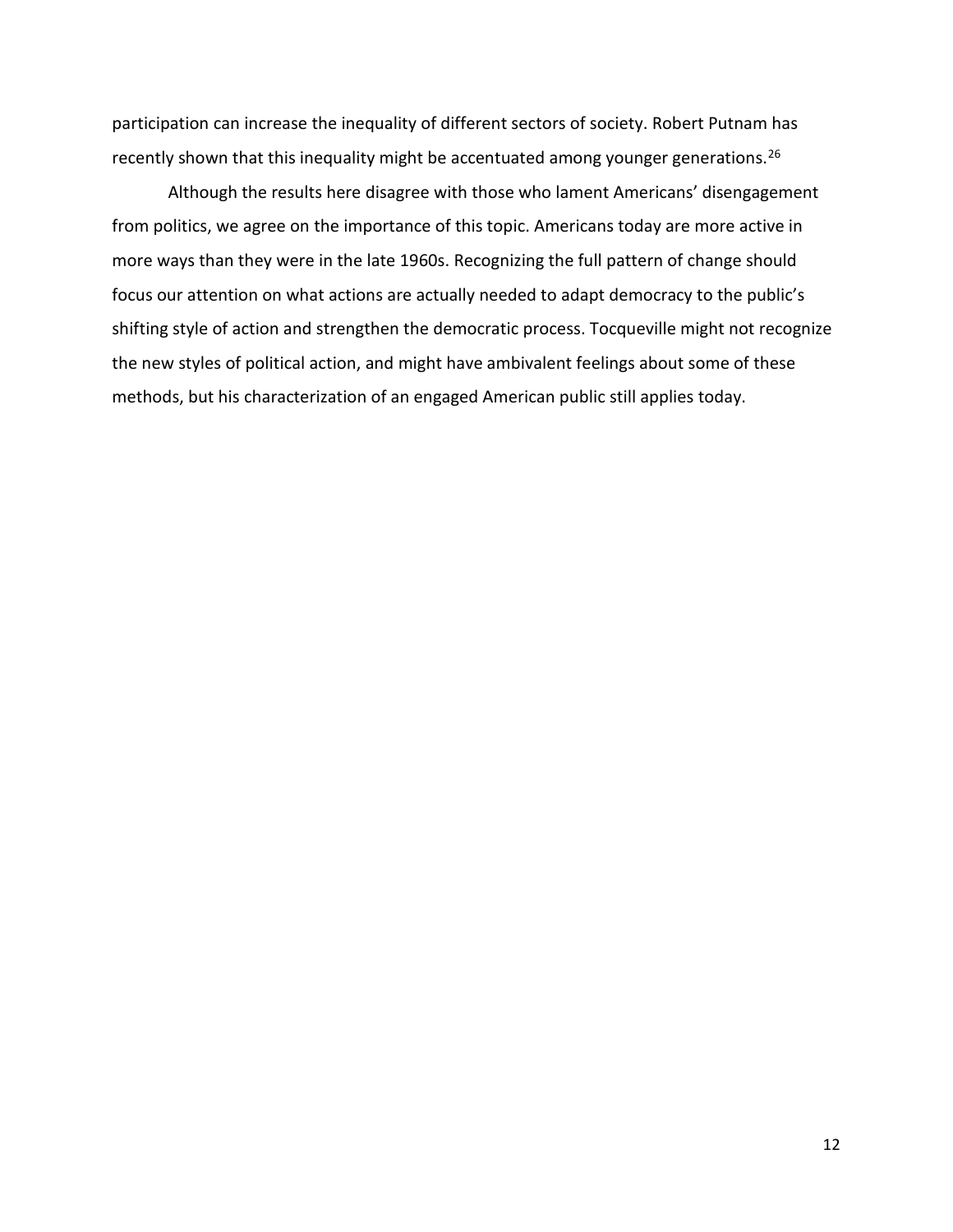participation can increase the inequality of different sectors of society. Robert Putnam has recently shown that this inequality might be accentuated among younger generations.[26]

Although the results here disagree with those who lament Americans' disengagement from politics, we agree on the importance of this topic. Americans today are more active in more ways than they were in the late 1960s. Recognizing the full pattern of change should focus our attention on what actions are actually needed to adapt democracy to the public's shifting style of action and strengthen the democratic process. Tocqueville might not recognize the new styles of political action, and might have ambivalent feelings about some of these methods, but his characterization of an engaged American public still applies today.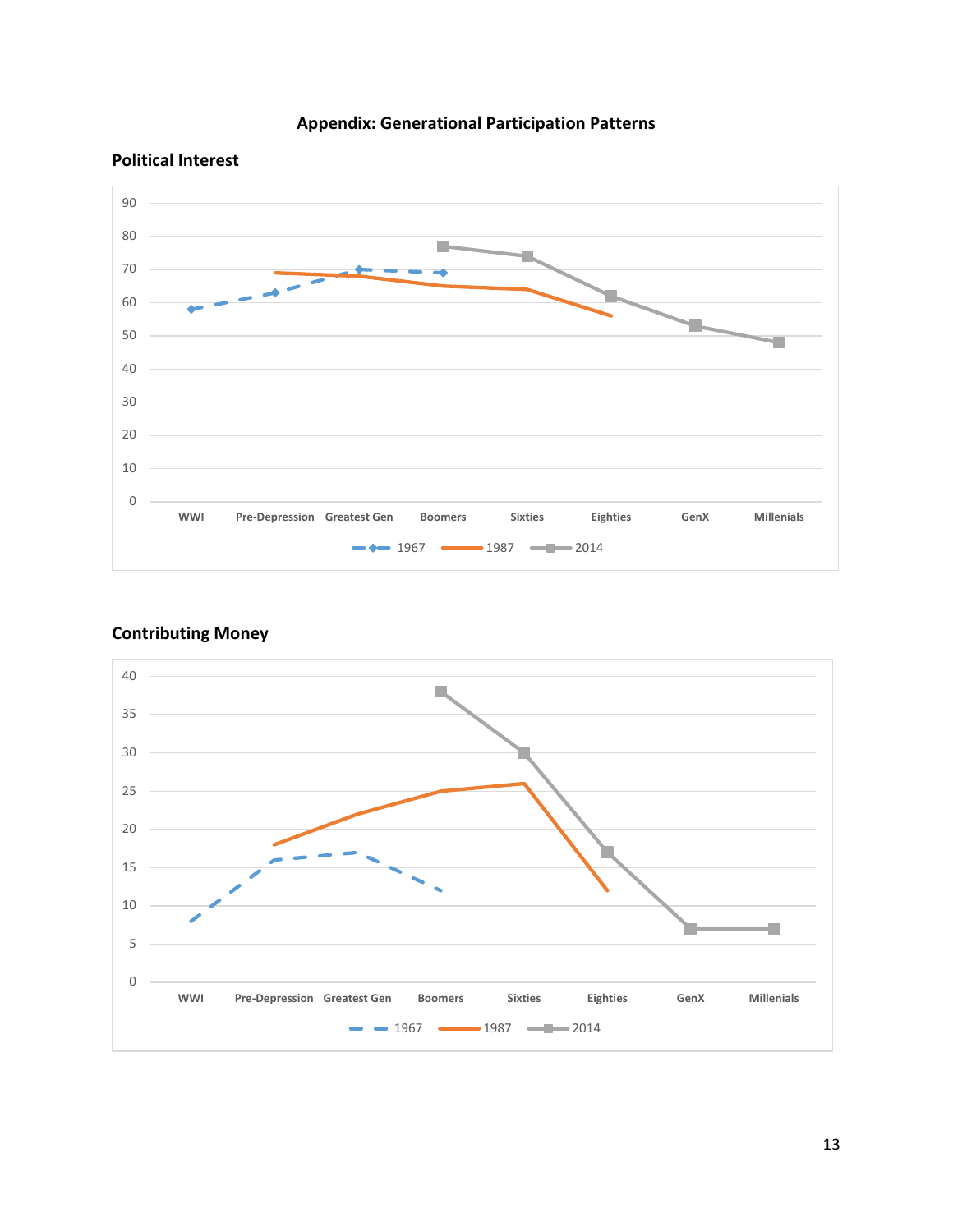## Appendix: Generational Participation Patterns

### Political Interest

### Contributing Money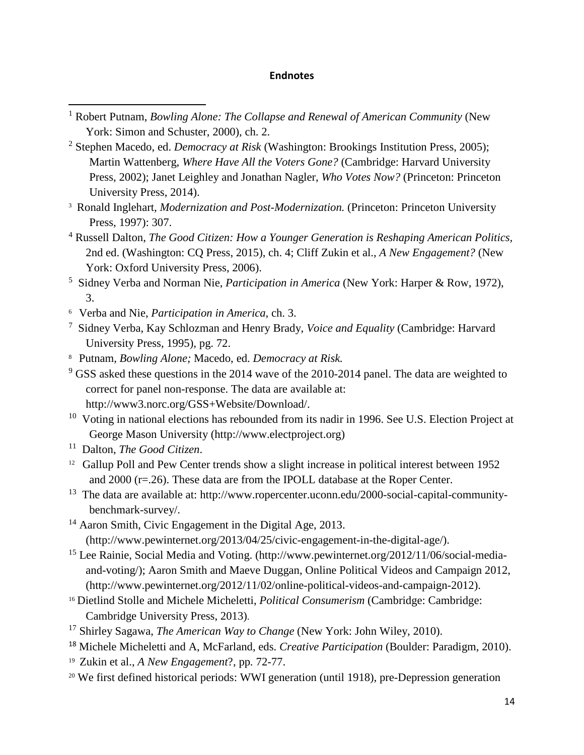**Endnotes**

[1] Robert Putnam, *Bowling Alone: The Collapse and Renewal of American Community* (New York: Simon and Schuster, 2000), ch. 2.

[2] Stephen Macedo, ed. *Democracy at Risk* (Washington: Brookings Institution Press, 2005); Martin Wattenberg, *Where Have All the Voters Gone?* (Cambridge: Harvard University Press, 2002); Janet Leighley and Jonathan Nagler, *Who Votes Now?* (Princeton: Princeton University Press, 2014).

[3] Ronald Inglehart, *Modernization and Post-Modernization.* (Princeton: Princeton University Press, 1997): 307.

[4] Russell Dalton, *The Good Citizen: How a Younger Generation is Reshaping American Politics,* 2nd ed. (Washington: CQ Press, 2015), ch. 4; Cliff Zukin et al., *A New Engagement?* (New York: Oxford University Press, 2006).

[5] Sidney Verba and Norman Nie, *Participation in America* (New York: Harper & Row, 1972), 3.

[6] Verba and Nie, *Participation in America*, ch. 3.

[7] Sidney Verba, Kay Schlozman and Henry Brady, *Voice and Equality* (Cambridge: Harvard University Press, 1995), pg. 72.

[8] Putnam, *Bowling Alone;* Macedo, ed. *Democracy at Risk.*

[9] GSS asked these questions in the 2014 wave of the 2010-2014 panel. The data are weighted to correct for panel non-response. The data are available at: http://www3.norc.org/GSS+Website/Download/.

[10] Voting in national elections has rebounded from its nadir in 1996. See U.S. Election Project at George Mason University (http://www.electproject.org)

[11] Dalton, *The Good Citizen*.

[12] Gallup Poll and Pew Center trends show a slight increase in political interest between 1952 and 2000 (r=.26). These data are from the IPOLL database at the Roper Center.

[13] The data are available at: http://www.ropercenter.uconn.edu/2000-social-capital-community-benchmark-survey/.

[14] Aaron Smith, Civic Engagement in the Digital Age, 2013. (http://www.pewinternet.org/2013/04/25/civic-engagement-in-the-digital-age/).

[15] Lee Rainie, Social Media and Voting. (http://www.pewinternet.org/2012/11/06/social-media-and-voting/); Aaron Smith and Maeve Duggan, Online Political Videos and Campaign 2012, (http://www.pewinternet.org/2012/11/02/online-political-videos-and-campaign-2012).

[16] Dietlind Stolle and Michele Micheletti, *Political Consumerism* (Cambridge: Cambridge: Cambridge University Press, 2013).

[17] Shirley Sagawa, *The American Way to Change* (New York: John Wiley, 2010).

[18] Michele Micheletti and A, McFarland, eds. *Creative Participation* (Boulder: Paradigm, 2010).

[19] Zukin et al., *A New Engagement*?, pp. 72-77.

[20] We first defined historical periods: WWI generation (until 1918), pre-Depression generation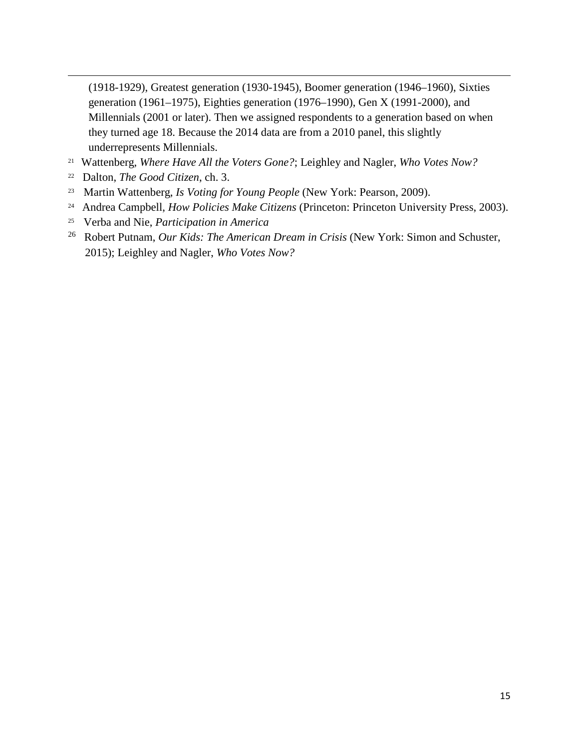(1918-1929), Greatest generation (1930-1945), Boomer generation (1946–1960), Sixties generation (1961–1975), Eighties generation (1976–1990), Gen X (1991-2000), and Millennials (2001 or later). Then we assigned respondents to a generation based on when they turned age 18. Because the 2014 data are from a 2010 panel, this slightly underrepresents Millennials.

[21] Wattenberg, *Where Have All the Voters Gone?*; Leighley and Nagler, *Who Votes Now?*

[22] Dalton, *The Good Citizen*, ch. 3.

[23] Martin Wattenberg, *Is Voting for Young People* (New York: Pearson, 2009).

[24] Andrea Campbell, *How Policies Make Citizens* (Princeton: Princeton University Press, 2003).

[25] Verba and Nie, *Participation in America*

[26] Robert Putnam, *Our Kids: The American Dream in Crisis* (New York: Simon and Schuster, 2015); Leighley and Nagler, *Who Votes Now?*